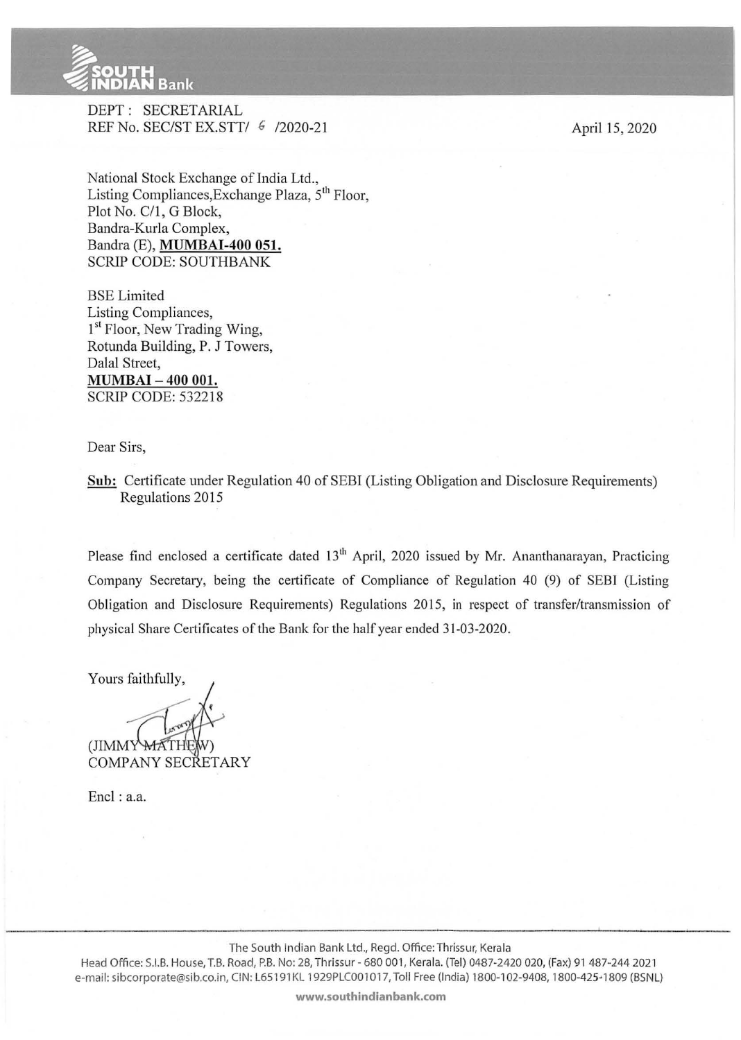SOUTH INDIAN Bank

DEPT : SECRETARIAL
REF No. SEC/ST EX.STT/ 6 /2020-21

April 15, 2020

National Stock Exchange of India Ltd.,
Listing Compliances,Exchange Plaza, 5th Floor,
Plot No. C/1, G Block,
Bandra-Kurla Complex,
Bandra (E), **MUMBAI-400 051.**
SCRIP CODE: SOUTHBANK

BSE Limited
Listing Compliances,
1st Floor, New Trading Wing,
Rotunda Building, P. J Towers,
Dalal Street,
**MUMBAI – 400 001.**
SCRIP CODE: 532218

Dear Sirs,

**Sub:** Certificate under Regulation 40 of SEBI (Listing Obligation and Disclosure Requirements) Regulations 2015

Please find enclosed a certificate dated 13th April, 2020 issued by Mr. Ananthanarayan, Practicing Company Secretary, being the certificate of Compliance of Regulation 40 (9) of SEBI (Listing Obligation and Disclosure Requirements) Regulations 2015, in respect of transfer/transmission of physical Share Certificates of the Bank for the half year ended 31-03-2020.

Yours faithfully,

(JIMMY MATHEW)
COMPANY SECRETARY

Encl : a.a.

The South Indian Bank Ltd., Regd. Office: Thrissur, Kerala
Head Office: S.I.B. House, T.B. Road, P.B. No: 28, Thrissur - 680 001, Kerala. (Tel) 0487-2420 020, (Fax) 91 487-244 2021
e-mail: sibcorporate@sib.co.in, CIN: L65191KL 1929PLC001017, Toll Free (India) 1800-102-9408, 1800-425-1809 (BSNL)

www.southindianbank.com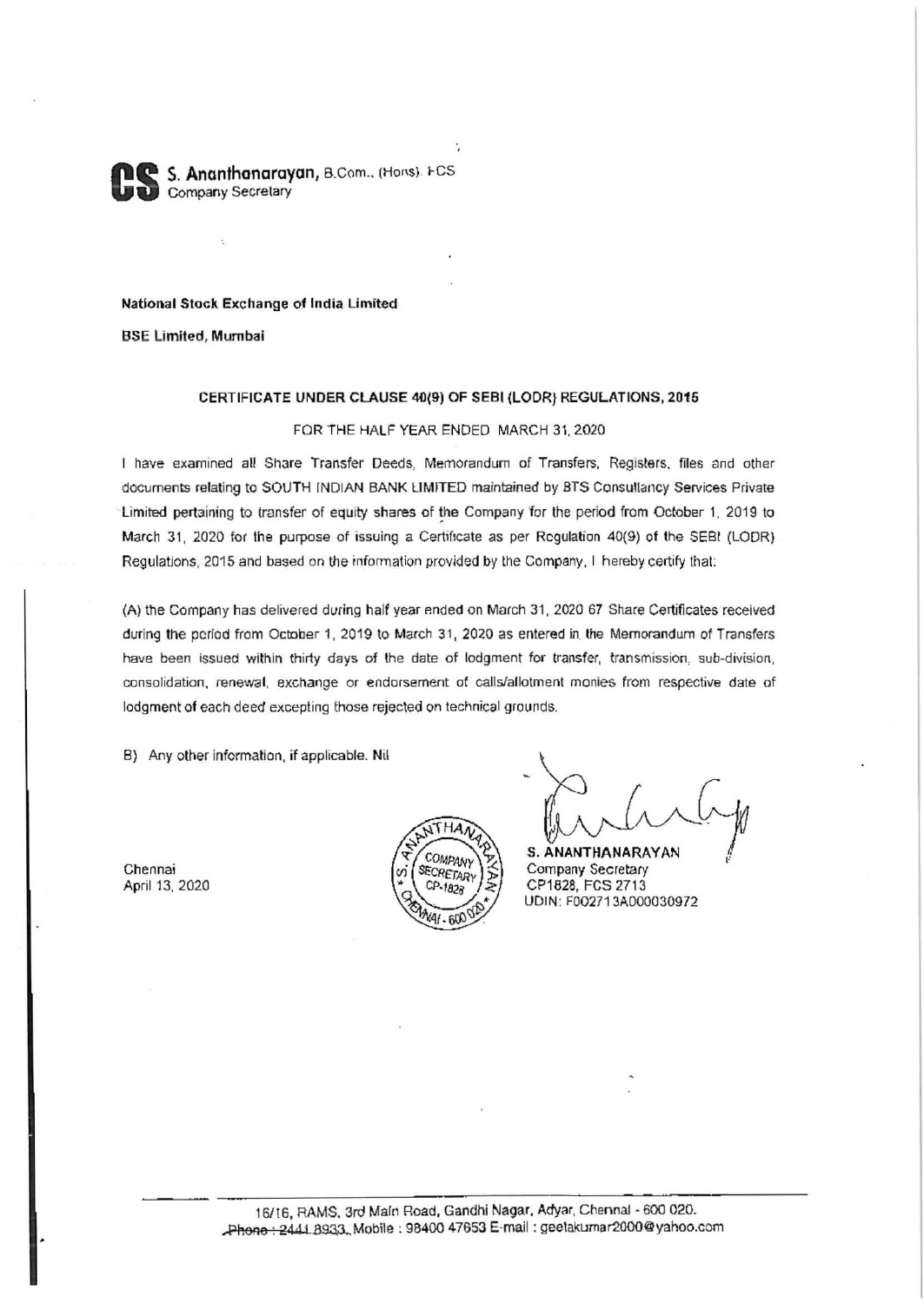**S. Ananthanarayan**, B.Com., (Hons). FCS
Company Secretary

**National Stock Exchange of India Limited**

**BSE Limited, Mumbai**

**CERTIFICATE UNDER CLAUSE 40(9) OF SEBI (LODR) REGULATIONS, 2015**

FOR THE HALF YEAR ENDED MARCH 31, 2020

I have examined all Share Transfer Deeds, Memorandum of Transfers, Registers, files and other documents relating to SOUTH INDIAN BANK LIMITED maintained by BTS Consultancy Services Private Limited pertaining to transfer of equity shares of the Company for the period from October 1, 2019 to March 31, 2020 for the purpose of issuing a Certificate as per Regulation 40(9) of the SEBI (LODR) Regulations, 2015 and based on the information provided by the Company, I hereby certify that:

(A) the Company has delivered during half year ended on March 31, 2020 67 Share Certificates received during the period from October 1, 2019 to March 31, 2020 as entered in the Memorandum of Transfers have been issued within thirty days of the date of lodgment for transfer, transmission, sub-division, consolidation, renewal, exchange or endorsement of calls/allotment monies from respective date of lodgment of each deed excepting those rejected on technical grounds.

B) Any other information, if applicable. Nil

Chennai
April 13, 2020

**S. ANANTHANARAYAN**
Company Secretary
CP1828, FCS 2713
UDIN: F002713A000030972

16/16, RAMS, 3rd Main Road, Gandhi Nagar, Adyar, Chennai - 600 020.
~~Phone : 2441 8933~~, Mobile : 98400 47653 E-mail : geetakumar2000@yahoo.com